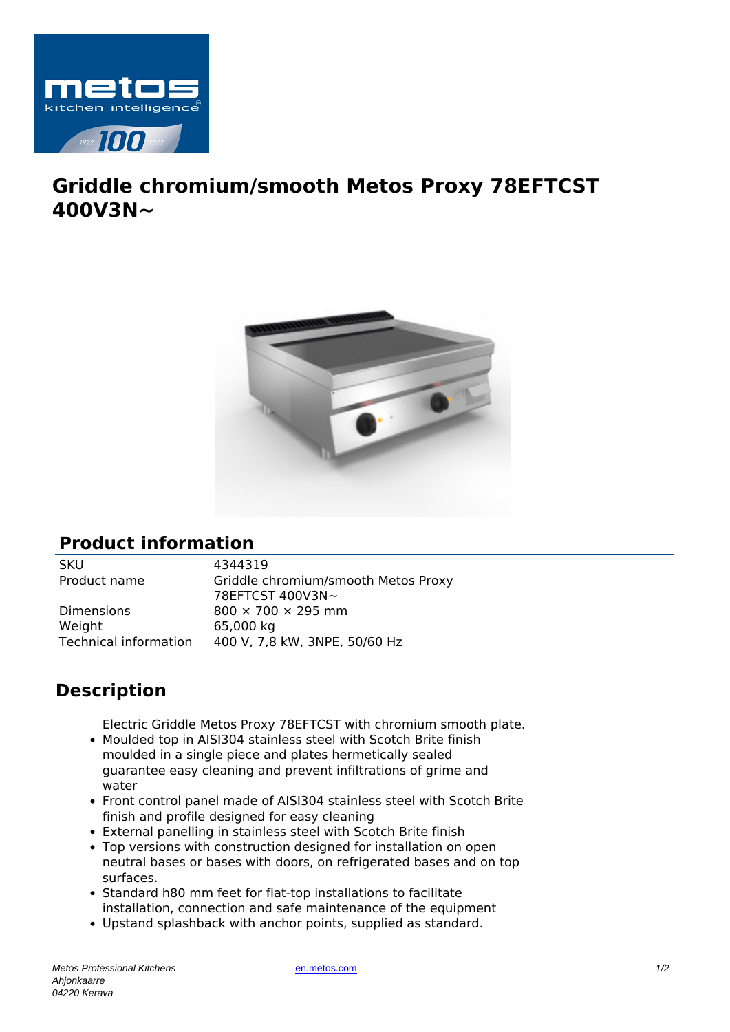# Griddle chromium/smooth Metos Proxy 78EFTCST 400V3N~

## Product information

| | |
|---|---|
| SKU | 4344319 |
| Product name | Griddle chromium/smooth Metos Proxy 78EFTCST 400V3N~ |
| Dimensions | 800 × 700 × 295 mm |
| Weight | 65,000 kg |
| Technical information | 400 V, 7,8 kW, 3NPE, 50/60 Hz |

## Description

Electric Griddle Metos Proxy 78EFTCST with chromium smooth plate.

- Moulded top in AISI304 stainless steel with Scotch Brite finish moulded in a single piece and plates hermetically sealed guarantee easy cleaning and prevent infiltrations of grime and water
- Front control panel made of AISI304 stainless steel with Scotch Brite finish and profile designed for easy cleaning
- External panelling in stainless steel with Scotch Brite finish
- Top versions with construction designed for installation on open neutral bases or bases with doors, on refrigerated bases and on top surfaces.
- Standard h80 mm feet for flat-top installations to facilitate installation, connection and safe maintenance of the equipment
- Upstand splashback with anchor points, supplied as standard.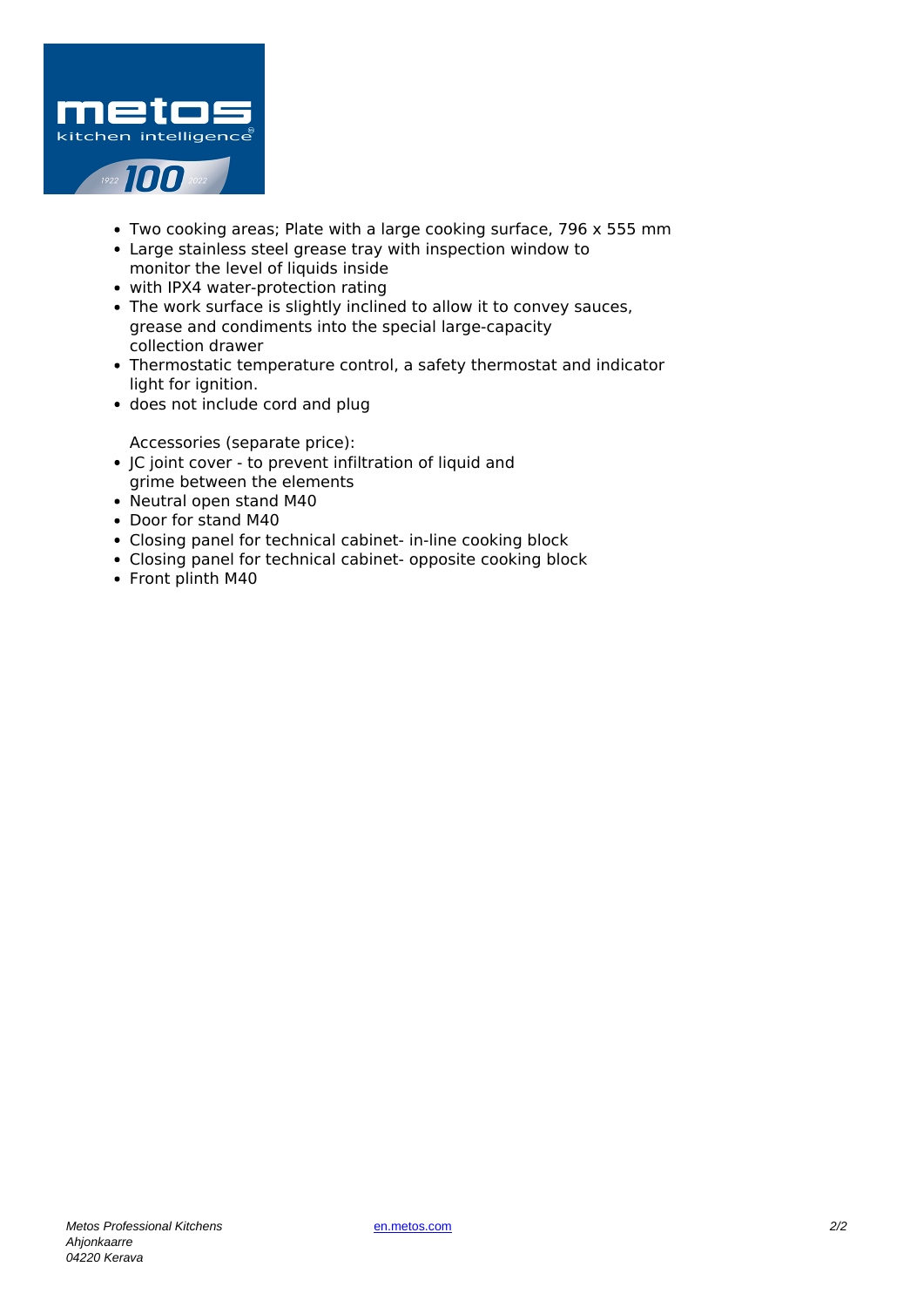- Two cooking areas; Plate with a large cooking surface, 796 x 555 mm
- Large stainless steel grease tray with inspection window to monitor the level of liquids inside
- with IPX4 water-protection rating
- The work surface is slightly inclined to allow it to convey sauces, grease and condiments into the special large-capacity collection drawer
- Thermostatic temperature control, a safety thermostat and indicator light for ignition.
- does not include cord and plug

Accessories (separate price):

- JC joint cover - to prevent infiltration of liquid and grime between the elements
- Neutral open stand M40
- Door for stand M40
- Closing panel for technical cabinet- in-line cooking block
- Closing panel for technical cabinet- opposite cooking block
- Front plinth M40